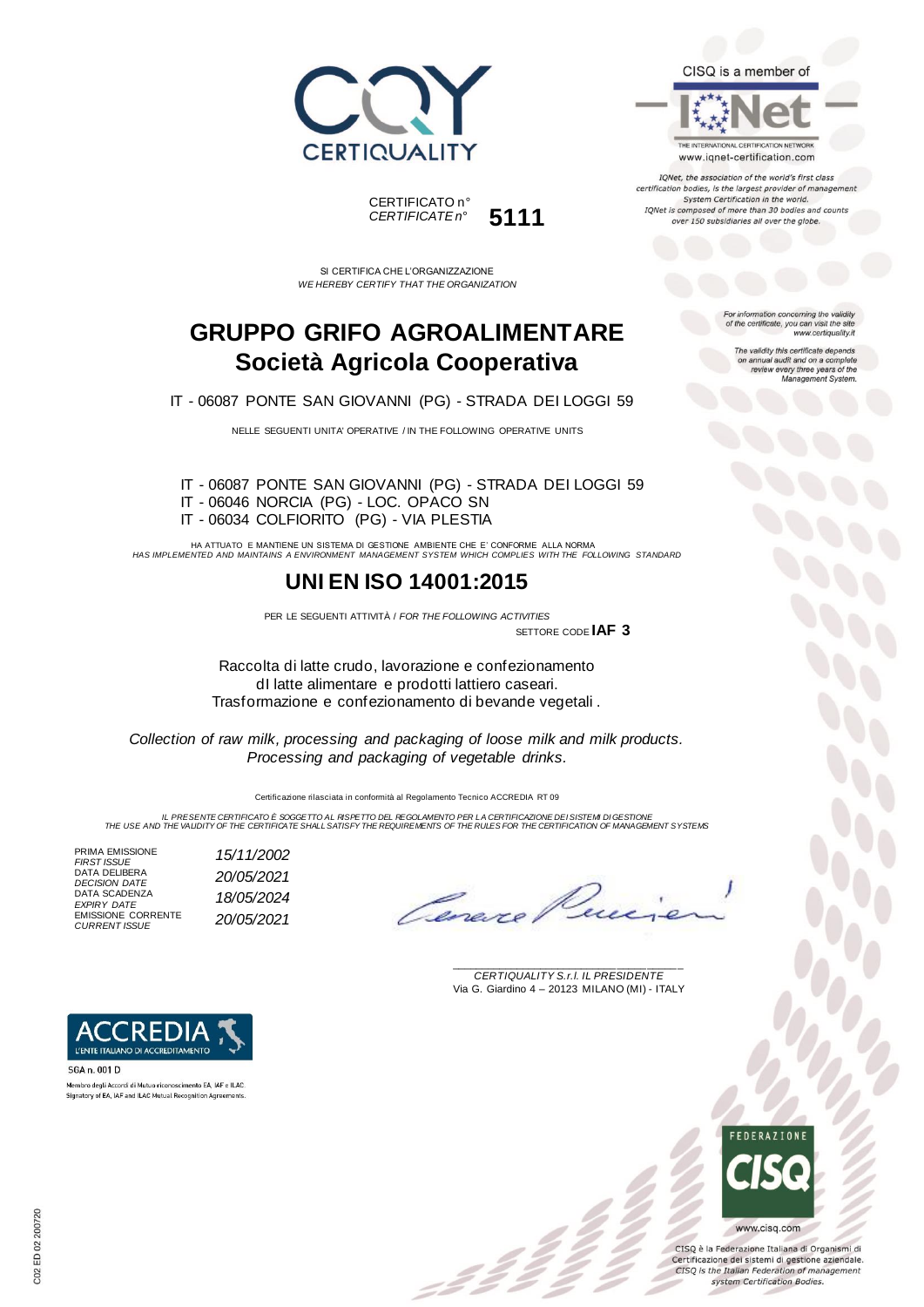CERTIQUALITY

CISQ is a member of

IQNet — THE INTERNATIONAL CERTIFICATION NETWORK
www.iqnet-certification.com

*IQNet, the association of the world's first class certification bodies, is the largest provider of management System Certification in the world. IQNet is composed of more than 30 bodies and counts over 150 subsidiaries all over the globe.*

CERTIFICATO n°
*CERTIFICATE n°* **5111**

*For information concerning the validity of the certificate, you can visit the site www.certiquality.it*

*The validity this certificate depends on annual audit and on a complete review every three years of the Management System.*

SI CERTIFICA CHE L'ORGANIZZAZIONE
*WE HEREBY CERTIFY THAT THE ORGANIZATION*

# GRUPPO GRIFO AGROALIMENTARE
# Società Agricola Cooperativa

IT - 06087 PONTE SAN GIOVANNI (PG) - STRADA DEI LOGGI 59

NELLE SEGUENTI UNITA' OPERATIVE / IN THE FOLLOWING OPERATIVE UNITS

IT - 06087 PONTE SAN GIOVANNI (PG) - STRADA DEI LOGGI 59
IT - 06046 NORCIA (PG) - LOC. OPACO SN
IT - 06034 COLFIORITO (PG) - VIA PLESTIA

HA ATTUATO E MANTIENE UN SISTEMA DI GESTIONE AMBIENTE CHE E' CONFORME ALLA NORMA
*HAS IMPLEMENTED AND MAINTAINS A ENVIRONMENT MANAGEMENT SYSTEM WHICH COMPLIES WITH THE FOLLOWING STANDARD*

## UNI EN ISO 14001:2015

PER LE SEGUENTI ATTIVITÀ / *FOR THE FOLLOWING ACTIVITIES*

SETTORE CODE **IAF 3**

Raccolta di latte crudo, lavorazione e confezionamento dl latte alimentare e prodotti lattiero caseari.
Trasformazione e confezionamento di bevande vegetali .

*Collection of raw milk, processing and packaging of loose milk and milk products. Processing and packaging of vegetable drinks.*

Certificazione rilasciata in conformità al Regolamento Tecnico ACCREDIA RT 09

IL PRESENTE CERTIFICATO È SOGGETTO AL RISPETTO DEL REGOLAMENTO PER LA CERTIFICAZIONE DEI SISTEMI DI GESTIONE
*THE USE AND THE VALIDITY OF THE CERTIFICATE SHALL SATISFY THE REQUIREMENTS OF THE RULES FOR THE CERTIFICATION OF MANAGEMENT SYSTEMS*

| | |
|---|---|
| PRIMA EMISSIONE / *FIRST ISSUE* | *15/11/2002* |
| DATA DELIBERA / *DECISION DATE* | *20/05/2021* |
| DATA SCADENZA / *EXPIRY DATE* | *18/05/2024* |
| EMISSIONE CORRENTE / *CURRENT ISSUE* | *20/05/2021* |

*CERTIQUALITY S.r.l. IL PRESIDENTE*
Via G. Giardino 4 – 20123 MILANO (MI) - ITALY

ACCREDIA — L'ENTE ITALIANO DI ACCREDITAMENTO
SGA n. 001 D
Membro degli Accordi di Mutuo riconoscimento EA, IAF e ILAC
Signatory of EA, IAF and ILAC Mutual Recognition Agreements

FEDERAZIONE CISQ
www.cisq.com
CISQ è la Federazione Italiana di Organismi di Certificazione dei sistemi di gestione aziendale.
*CISQ is the Italian Federation of management system Certification Bodies.*

C02 ED 02 200720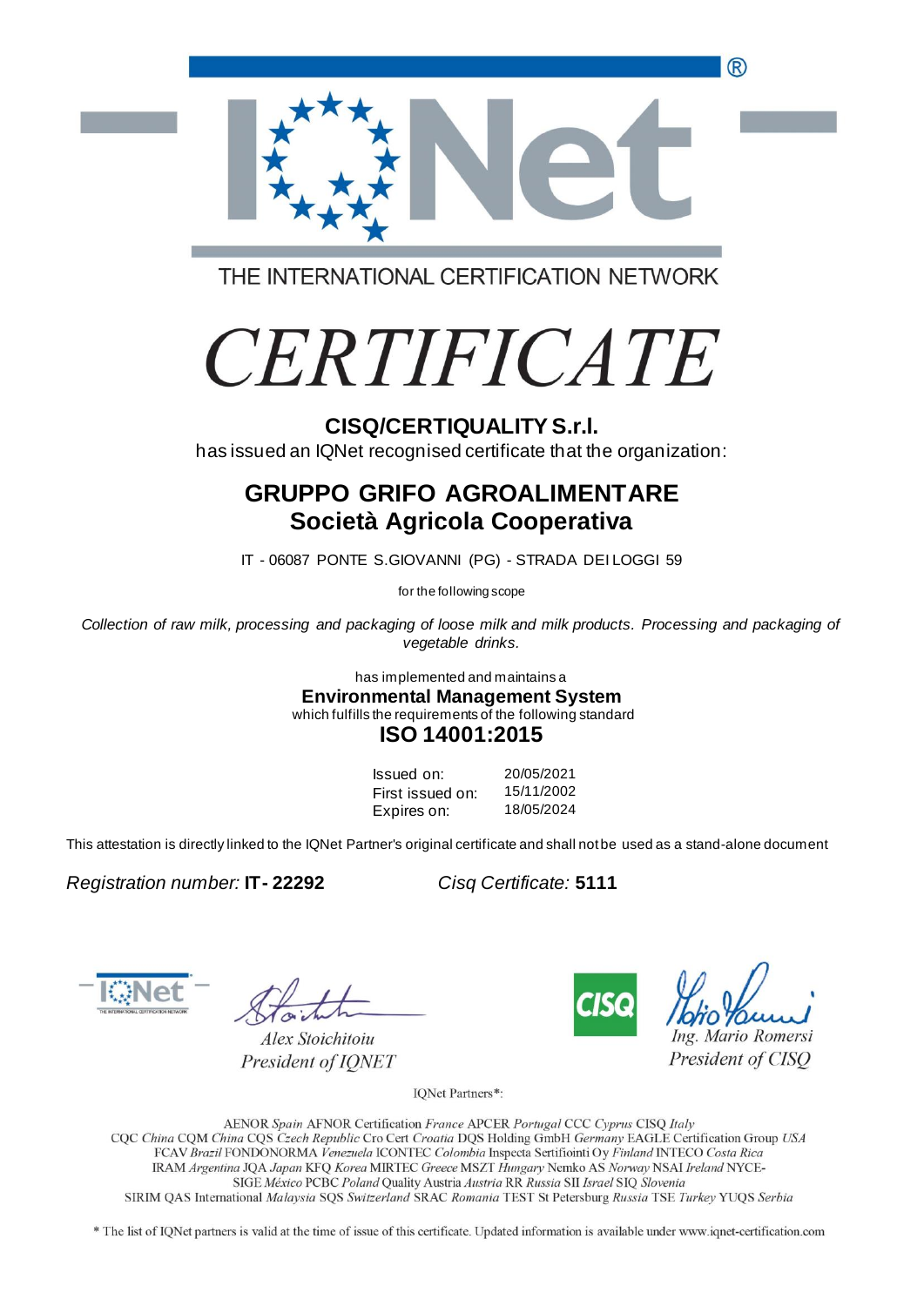THE INTERNATIONAL CERTIFICATION NETWORK

# CERTIFICATE

**CISQ/CERTIQUALITY S.r.l.**

has issued an IQNet recognised certificate that the organization:

## GRUPPO GRIFO AGROALIMENTARE
## Società Agricola Cooperativa

IT - 06087 PONTE S.GIOVANNI (PG) - STRADA DEI LOGGI 59

for the following scope

*Collection of raw milk, processing and packaging of loose milk and milk products. Processing and packaging of vegetable drinks.*

has implemented and maintains a

**Environmental Management System**

which fulfills the requirements of the following standard

**ISO 14001:2015**

| | |
|---|---|
| Issued on: | 20/05/2021 |
| First issued on: | 15/11/2002 |
| Expires on: | 18/05/2024 |

This attestation is directly linked to the IQNet Partner's original certificate and shall not be used as a stand-alone document

*Registration number:* **IT - 22292** *Cisq Certificate:* **5111**

*Alex Stoichitoiu*
*President of IQNET*

*Ing. Mario Romersi*
*President of CISQ*

IQNet Partners*:

AENOR *Spain* AFNOR Certification *France* APCER *Portugal* CCC *Cyprus* CISQ *Italy*
CQC *China* CQM *China* CQS *Czech Republic* Cro Cert *Croatia* DQS Holding GmbH *Germany* EAGLE Certification Group *USA*
FCAV *Brazil* FONDONORMA *Venezuela* ICONTEC *Colombia* Inspecta Sertifiointi Oy *Finland* INTECO *Costa Rica*
IRAM *Argentina* JQA *Japan* KFQ *Korea* MIRTEC *Greece* MSZT *Hungary* Nemko AS *Norway* NSAI *Ireland* NYCE-SIGE *México* PCBC *Poland* Quality Austria *Austria* RR *Russia* SII *Israel* SIQ *Slovenia*
SIRIM QAS International *Malaysia* SQS *Switzerland* SRAC *Romania* TEST St Petersburg *Russia* TSE *Turkey* YUQS *Serbia*

\* The list of IQNet partners is valid at the time of issue of this certificate. Updated information is available under www.iqnet-certification.com